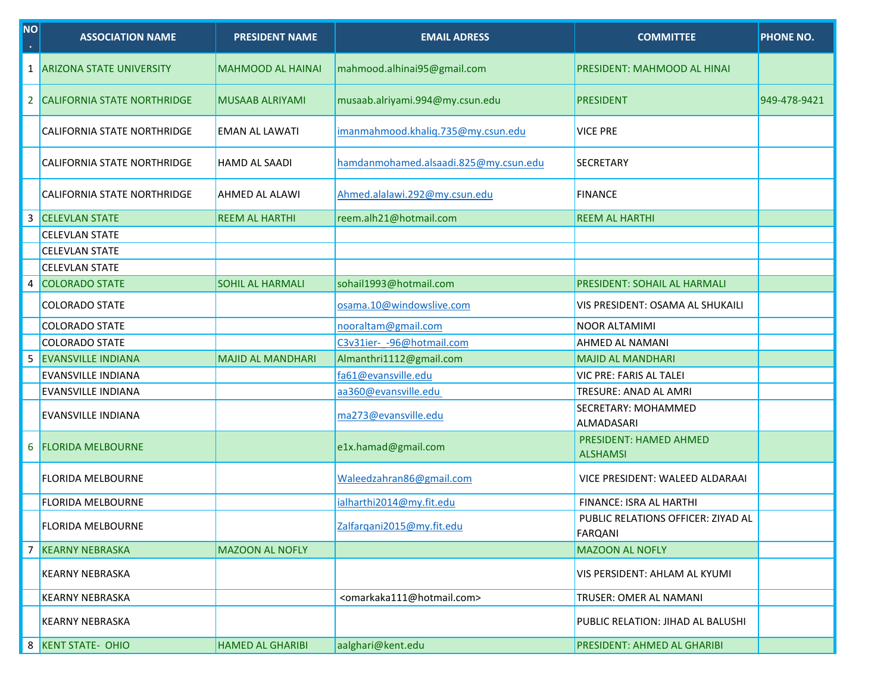| NO. | ASSOCIATION NAME | PRESIDENT NAME | EMAIL ADRESS | COMMITTEE | PHONE NO. |
|---|---|---|---|---|---|
| 1 | ARIZONA STATE UNIVERSITY | MAHMOOD AL HAINAI | mahmood.alhinai95@gmail.com | PRESIDENT: MAHMOOD AL HINAI | |
| 2 | CALIFORNIA STATE NORTHRIDGE | MUSAAB ALRIYAMI | musaab.alriyami.994@my.csun.edu | PRESIDENT | 949-478-9421 |
| | CALIFORNIA STATE NORTHRIDGE | EMAN AL LAWATI | imanmahmood.khaliq.735@my.csun.edu | VICE PRE | |
| | CALIFORNIA STATE NORTHRIDGE | HAMD AL SAADI | hamdanmohamed.alsaadi.825@my.csun.edu | SECRETARY | |
| | CALIFORNIA STATE NORTHRIDGE | AHMED AL ALAWI | Ahmed.alalawi.292@my.csun.edu | FINANCE | |
| 3 | CELEVLAN STATE | REEM AL HARTHI | reem.alh21@hotmail.com | REEM AL HARTHI | |
| | CELEVLAN STATE | | | | |
| | CELEVLAN STATE | | | | |
| | CELEVLAN STATE | | | | |
| 4 | COLORADO STATE | SOHIL AL HARMALI | sohail1993@hotmail.com | PRESIDENT: SOHAIL AL HARMALI | |
| | COLORADO STATE | | osama.10@windowslive.com | VIS PRESIDENT: OSAMA AL SHUKAILI | |
| | COLORADO STATE | | nooraltam@gmail.com | NOOR ALTAMIMI | |
| | COLORADO STATE | | C3v31ier-_-96@hotmail.com | AHMED AL NAMANI | |
| 5 | EVANSVILLE INDIANA | MAJID AL MANDHARI | Almanthri1112@gmail.com | MAJID AL MANDHARI | |
| | EVANSVILLE INDIANA | | fa61@evansville.edu | VIC PRE: FARIS AL TALEI | |
| | EVANSVILLE INDIANA | | aa360@evansville.edu | TRESURE: ANAD AL AMRI | |
| | EVANSVILLE INDIANA | | ma273@evansville.edu | SECRETARY: MOHAMMED ALMADASARI | |
| 6 | FLORIDA MELBOURNE | | e1x.hamad@gmail.com | PRESIDENT: HAMED AHMED ALSHAMSI | |
| | FLORIDA MELBOURNE | | Waleedzahran86@gmail.com | VICE PRESIDENT: WALEED ALDARAAI | |
| | FLORIDA MELBOURNE | | ialharthi2014@my.fit.edu | FINANCE: ISRA AL HARTHI | |
| | FLORIDA MELBOURNE | | Zalfarqani2015@my.fit.edu | PUBLIC RELATIONS OFFICER: ZIYAD AL FARQANI | |
| 7 | KEARNY NEBRASKA | MAZOON AL NOFLY | | MAZOON AL NOFLY | |
| | KEARNY NEBRASKA | | | VIS PERSIDENT: AHLAM AL KYUMI | |
| | KEARNY NEBRASKA | | <omarkaka111@hotmail.com> | TRUSER: OMER AL NAMANI | |
| | KEARNY NEBRASKA | | | PUBLIC RELATION: JIHAD AL BALUSHI | |
| 8 | KENT STATE- OHIO | HAMED AL GHARIBI | aalghari@kent.edu | PRESIDENT: AHMED AL GHARIBI | |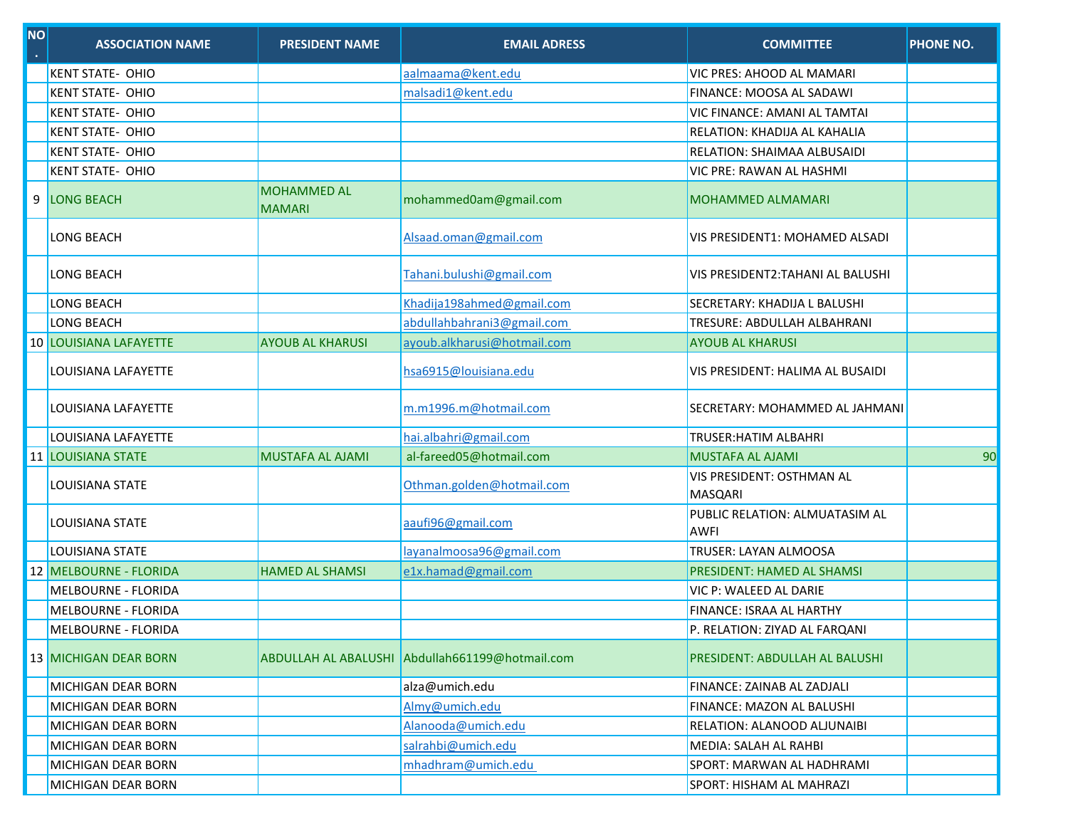| NO. | ASSOCIATION NAME | PRESIDENT NAME | EMAIL ADRESS | COMMITTEE | PHONE NO. |
|---|---|---|---|---|---|
| | KENT STATE- OHIO | | aalmaama@kent.edu | VIC PRES: AHOOD AL MAMARI | |
| | KENT STATE- OHIO | | malsadi1@kent.edu | FINANCE: MOOSA AL SADAWI | |
| | KENT STATE- OHIO | | | VIC FINANCE: AMANI AL TAMTAI | |
| | KENT STATE- OHIO | | | RELATION: KHADIJA AL KAHALIA | |
| | KENT STATE- OHIO | | | RELATION: SHAIMAA ALBUSAIDI | |
| | KENT STATE- OHIO | | | VIC PRE: RAWAN AL HASHMI | |
| 9 | LONG BEACH | MOHAMMED AL MAMARI | mohammed0am@gmail.com | MOHAMMED ALMAMARI | |
| | LONG BEACH | | Alsaad.oman@gmail.com | VIS PRESIDENT1: MOHAMED ALSADI | |
| | LONG BEACH | | Tahani.bulushi@gmail.com | VIS PRESIDENT2:TAHANI AL BALUSHI | |
| | LONG BEACH | | Khadija198ahmed@gmail.com | SECRETARY: KHADIJA L BALUSHI | |
| | LONG BEACH | | abdullahbahrani3@gmail.com | TRESURE: ABDULLAH ALBAHRANI | |
| 10 | LOUISIANA LAFAYETTE | AYOUB AL KHARUSI | ayoub.alkharusi@hotmail.com | AYOUB AL KHARUSI | |
| | LOUISIANA LAFAYETTE | | hsa6915@louisiana.edu | VIS PRESIDENT: HALIMA AL BUSAIDI | |
| | LOUISIANA LAFAYETTE | | m.m1996.m@hotmail.com | SECRETARY: MOHAMMED AL JAHMANI | |
| | LOUISIANA LAFAYETTE | | hai.albahri@gmail.com | TRUSER:HATIM ALBAHRI | |
| 11 | LOUISIANA STATE | MUSTAFA AL AJAMI | al-fareed05@hotmail.com | MUSTAFA AL AJAMI | 90 |
| | LOUISIANA STATE | | Othman.golden@hotmail.com | VIS PRESIDENT: OSTHMAN AL MASQARI | |
| | LOUISIANA STATE | | aaufi96@gmail.com | PUBLIC RELATION: ALMUATASIM AL AWFI | |
| | LOUISIANA STATE | | layanalmoosa96@gmail.com | TRUSER: LAYAN ALMOOSA | |
| 12 | MELBOURNE - FLORIDA | HAMED AL SHAMSI | e1x.hamad@gmail.com | PRESIDENT: HAMED AL SHAMSI | |
| | MELBOURNE - FLORIDA | | | VIC P: WALEED AL DARIE | |
| | MELBOURNE - FLORIDA | | | FINANCE: ISRAA AL HARTHY | |
| | MELBOURNE - FLORIDA | | | P. RELATION: ZIYAD AL FARQANI | |
| 13 | MICHIGAN DEAR BORN | ABDULLAH AL ABALUSHI | Abdullah661199@hotmail.com | PRESIDENT: ABDULLAH AL BALUSHI | |
| | MICHIGAN DEAR BORN | | alza@umich.edu | FINANCE: ZAINAB AL ZADJALI | |
| | MICHIGAN DEAR BORN | | Almy@umich.edu | FINANCE: MAZON AL BALUSHI | |
| | MICHIGAN DEAR BORN | | Alanooda@umich.edu | RELATION: ALANOOD ALJUNAIBI | |
| | MICHIGAN DEAR BORN | | salrahbi@umich.edu | MEDIA: SALAH AL RAHBI | |
| | MICHIGAN DEAR BORN | | mhadhram@umich.edu | SPORT: MARWAN AL HADHRAMI | |
| | MICHIGAN DEAR BORN | | | SPORT: HISHAM AL MAHRAZI | |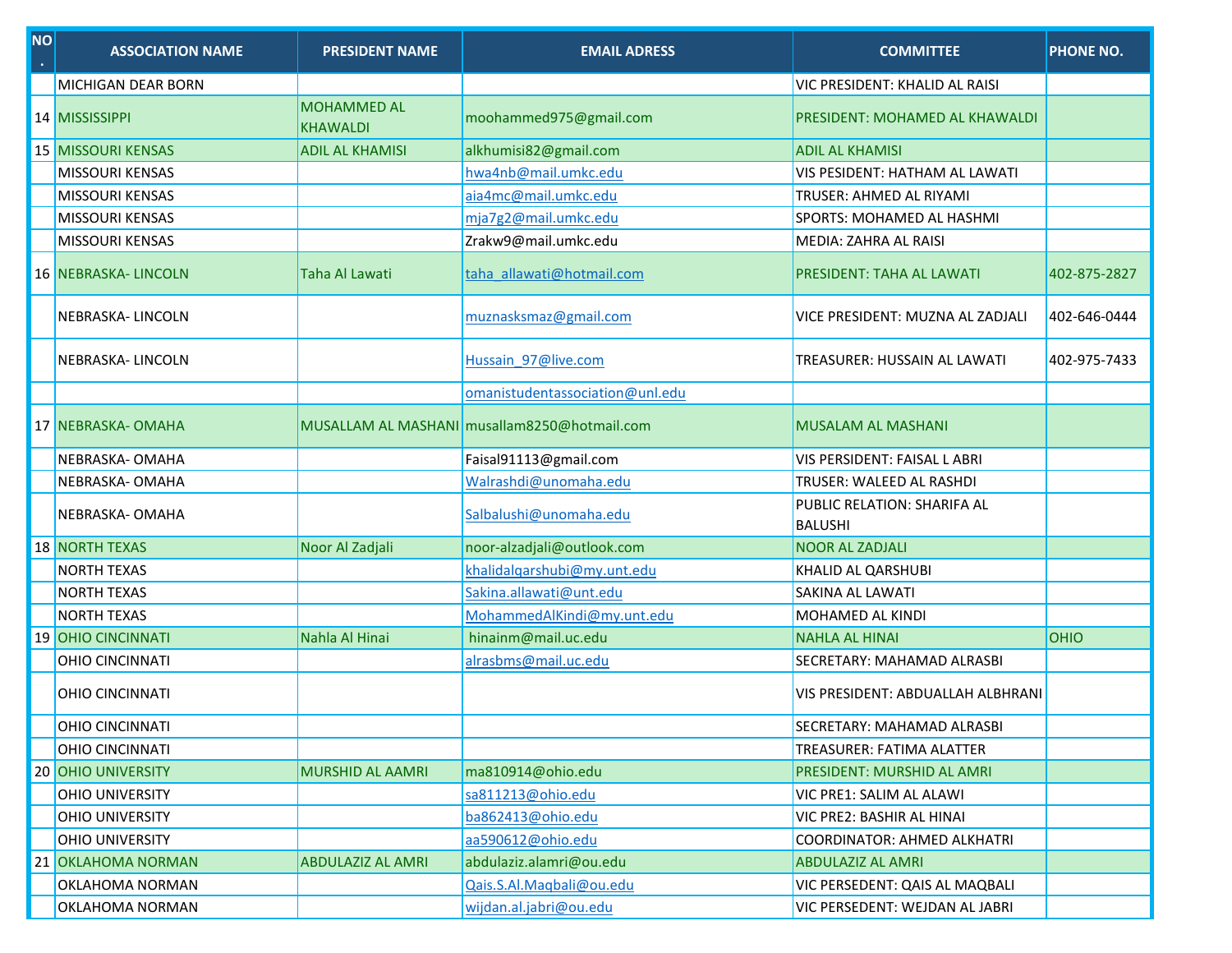| NO. | ASSOCIATION NAME | PRESIDENT NAME | EMAIL ADRESS | COMMITTEE | PHONE NO. |
|---|---|---|---|---|---|
| | MICHIGAN DEAR BORN | | | VIC PRESIDENT: KHALID AL RAISI | |
| 14 | MISSISSIPPI | MOHAMMED AL KHAWALDI | moohammed975@gmail.com | PRESIDENT: MOHAMED AL KHAWALDI | |
| 15 | MISSOURI KENSAS | ADIL AL KHAMISI | alkhumisi82@gmail.com | ADIL AL KHAMISI | |
| | MISSOURI KENSAS | | hwa4nb@mail.umkc.edu | VIS PESIDENT: HATHAM AL LAWATI | |
| | MISSOURI KENSAS | | aia4mc@mail.umkc.edu | TRUSER: AHMED AL RIYAMI | |
| | MISSOURI KENSAS | | mja7g2@mail.umkc.edu | SPORTS: MOHAMED AL HASHMI | |
| | MISSOURI KENSAS | | Zrakw9@mail.umkc.edu | MEDIA: ZAHRA AL RAISI | |
| 16 | NEBRASKA- LINCOLN | Taha Al Lawati | taha_allawati@hotmail.com | PRESIDENT: TAHA AL LAWATI | 402-875-2827 |
| | NEBRASKA- LINCOLN | | muznasksmaz@gmail.com | VICE PRESIDENT: MUZNA AL ZADJALI | 402-646-0444 |
| | NEBRASKA- LINCOLN | | Hussain_97@live.com | TREASURER: HUSSAIN AL LAWATI | 402-975-7433 |
| | | | omanistudentassociation@unl.edu | | |
| 17 | NEBRASKA- OMAHA | MUSALLAM AL MASHANI | musallam8250@hotmail.com | MUSALAM AL MASHANI | |
| | NEBRASKA- OMAHA | | Faisal91113@gmail.com | VIS PERSIDENT: FAISAL L ABRI | |
| | NEBRASKA- OMAHA | | Walrashdi@unomaha.edu | TRUSER: WALEED AL RASHDI | |
| | NEBRASKA- OMAHA | | Salbalushi@unomaha.edu | PUBLIC RELATION: SHARIFA AL BALUSHI | |
| 18 | NORTH TEXAS | Noor Al Zadjali | noor-alzadjali@outlook.com | NOOR AL ZADJALI | |
| | NORTH TEXAS | | khalidalqarshubi@my.unt.edu | KHALID AL QARSHUBI | |
| | NORTH TEXAS | | Sakina.allawati@unt.edu | SAKINA AL LAWATI | |
| | NORTH TEXAS | | MohammedAlKindi@my.unt.edu | MOHAMED AL KINDI | |
| 19 | OHIO CINCINNATI | Nahla Al Hinai | hinainm@mail.uc.edu | NAHLA AL HINAI | OHIO |
| | OHIO CINCINNATI | | alrasbms@mail.uc.edu | SECRETARY: MAHAMAD ALRASBI | |
| | OHIO CINCINNATI | | | VIS PRESIDENT: ABDUALLAH ALBHRANI | |
| | OHIO CINCINNATI | | | SECRETARY: MAHAMAD ALRASBI | |
| | OHIO CINCINNATI | | | TREASURER: FATIMA ALATTER | |
| 20 | OHIO UNIVERSITY | MURSHID AL AAMRI | ma810914@ohio.edu | PRESIDENT: MURSHID AL AMRI | |
| | OHIO UNIVERSITY | | sa811213@ohio.edu | VIC PRE1: SALIM AL ALAWI | |
| | OHIO UNIVERSITY | | ba862413@ohio.edu | VIC PRE2: BASHIR AL HINAI | |
| | OHIO UNIVERSITY | | aa590612@ohio.edu | COORDINATOR: AHMED ALKHATRI | |
| 21 | OKLAHOMA NORMAN | ABDULAZIZ AL AMRI | abdulaziz.alamri@ou.edu | ABDULAZIZ AL AMRI | |
| | OKLAHOMA NORMAN | | Qais.S.Al.Maqbali@ou.edu | VIC PERSEDENT: QAIS AL MAQBALI | |
| | OKLAHOMA NORMAN | | wijdan.al.jabri@ou.edu | VIC PERSEDENT: WEJDAN AL JABRI | |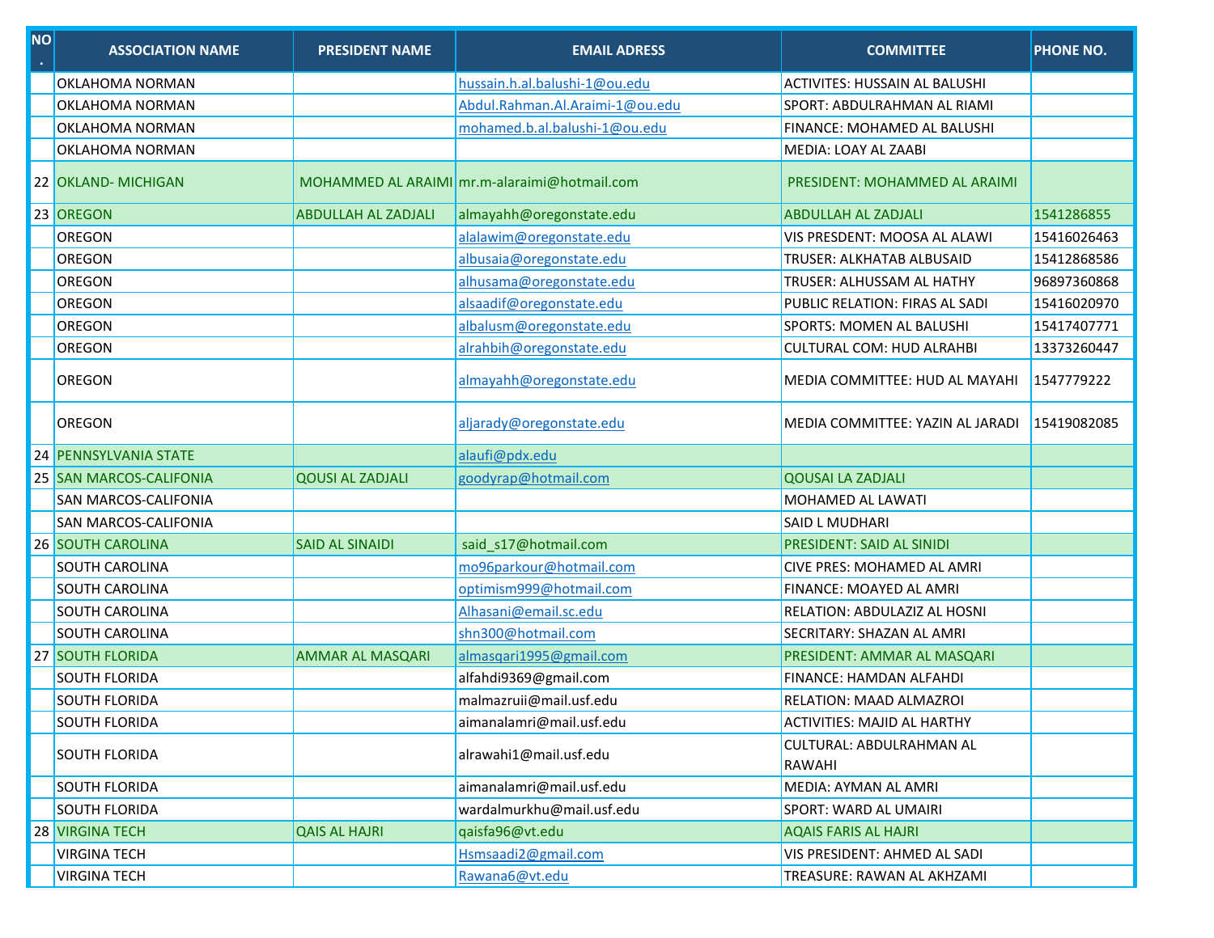| NO. | ASSOCIATION NAME | PRESIDENT NAME | EMAIL ADRESS | COMMITTEE | PHONE NO. |
|---|---|---|---|---|---|
| | OKLAHOMA NORMAN | | hussain.h.al.balushi-1@ou.edu | ACTIVITES: HUSSAIN AL BALUSHI | |
| | OKLAHOMA NORMAN | | Abdul.Rahman.Al.Araimi-1@ou.edu | SPORT: ABDULRAHMAN AL RIAMI | |
| | OKLAHOMA NORMAN | | mohamed.b.al.balushi-1@ou.edu | FINANCE: MOHAMED AL BALUSHI | |
| | OKLAHOMA NORMAN | | | MEDIA: LOAY AL ZAABI | |
| 22 | OKLAND- MICHIGAN | MOHAMMED AL ARAIMI | mr.m-alaraimi@hotmail.com | PRESIDENT: MOHAMMED AL ARAIMI | |
| 23 | OREGON | ABDULLAH AL ZADJALI | almayahh@oregonstate.edu | ABDULLAH AL ZADJALI | 1541286855 |
| | OREGON | | alalawim@oregonstate.edu | VIS PRESDENT: MOOSA AL ALAWI | 15416026463 |
| | OREGON | | albusaia@oregonstate.edu | TRUSER: ALKHATAB ALBUSAID | 15412868586 |
| | OREGON | | alhusama@oregonstate.edu | TRUSER: ALHUSSAM AL HATHY | 96897360868 |
| | OREGON | | alsaadif@oregonstate.edu | PUBLIC RELATION: FIRAS AL SADI | 15416020970 |
| | OREGON | | albalusm@oregonstate.edu | SPORTS: MOMEN AL BALUSHI | 15417407771 |
| | OREGON | | alrahbih@oregonstate.edu | CULTURAL COM: HUD ALRAHBI | 13373260447 |
| | OREGON | | almayahh@oregonstate.edu | MEDIA COMMITTEE: HUD AL MAYAHI | 1547779222 |
| | OREGON | | aljarady@oregonstate.edu | MEDIA COMMITTEE: YAZIN AL JARADI | 15419082085 |
| 24 | PENNSYLVANIA STATE | | alaufi@pdx.edu | | |
| 25 | SAN MARCOS-CALIFONIA | QOUSI AL ZADJALI | goodyrap@hotmail.com | QOUSAI LA ZADJALI | |
| | SAN MARCOS-CALIFONIA | | | MOHAMED AL LAWATI | |
| | SAN MARCOS-CALIFONIA | | | SAID L MUDHARI | |
| 26 | SOUTH CAROLINA | SAID AL SINAIDI | said_s17@hotmail.com | PRESIDENT: SAID AL SINIDI | |
| | SOUTH CAROLINA | | mo96parkour@hotmail.com | CIVE PRES: MOHAMED AL AMRI | |
| | SOUTH CAROLINA | | optimism999@hotmail.com | FINANCE: MOAYED AL AMRI | |
| | SOUTH CAROLINA | | Alhasani@email.sc.edu | RELATION: ABDULAZIZ AL HOSNI | |
| | SOUTH CAROLINA | | shn300@hotmail.com | SECRITARY: SHAZAN AL AMRI | |
| 27 | SOUTH FLORIDA | AMMAR AL MASQARI | almasqari1995@gmail.com | PRESIDENT: AMMAR AL MASQARI | |
| | SOUTH FLORIDA | | alfahdi9369@gmail.com | FINANCE: HAMDAN ALFAHDI | |
| | SOUTH FLORIDA | | malmazruii@mail.usf.edu | RELATION: MAAD ALMAZROI | |
| | SOUTH FLORIDA | | aimanalamri@mail.usf.edu | ACTIVITIES: MAJID AL HARTHY | |
| | SOUTH FLORIDA | | alrawahi1@mail.usf.edu | CULTURAL: ABDULRAHMAN AL RAWAHI | |
| | SOUTH FLORIDA | | aimanalamri@mail.usf.edu | MEDIA: AYMAN AL AMRI | |
| | SOUTH FLORIDA | | wardalmurkhu@mail.usf.edu | SPORT: WARD AL UMAIRI | |
| 28 | VIRGINA TECH | QAIS AL HAJRI | qaisfa96@vt.edu | AQAIS FARIS AL HAJRI | |
| | VIRGINA TECH | | Hsmsaadi2@gmail.com | VIS PRESIDENT: AHMED AL SADI | |
| | VIRGINA TECH | | Rawana6@vt.edu | TREASURE: RAWAN AL AKHZAMI | |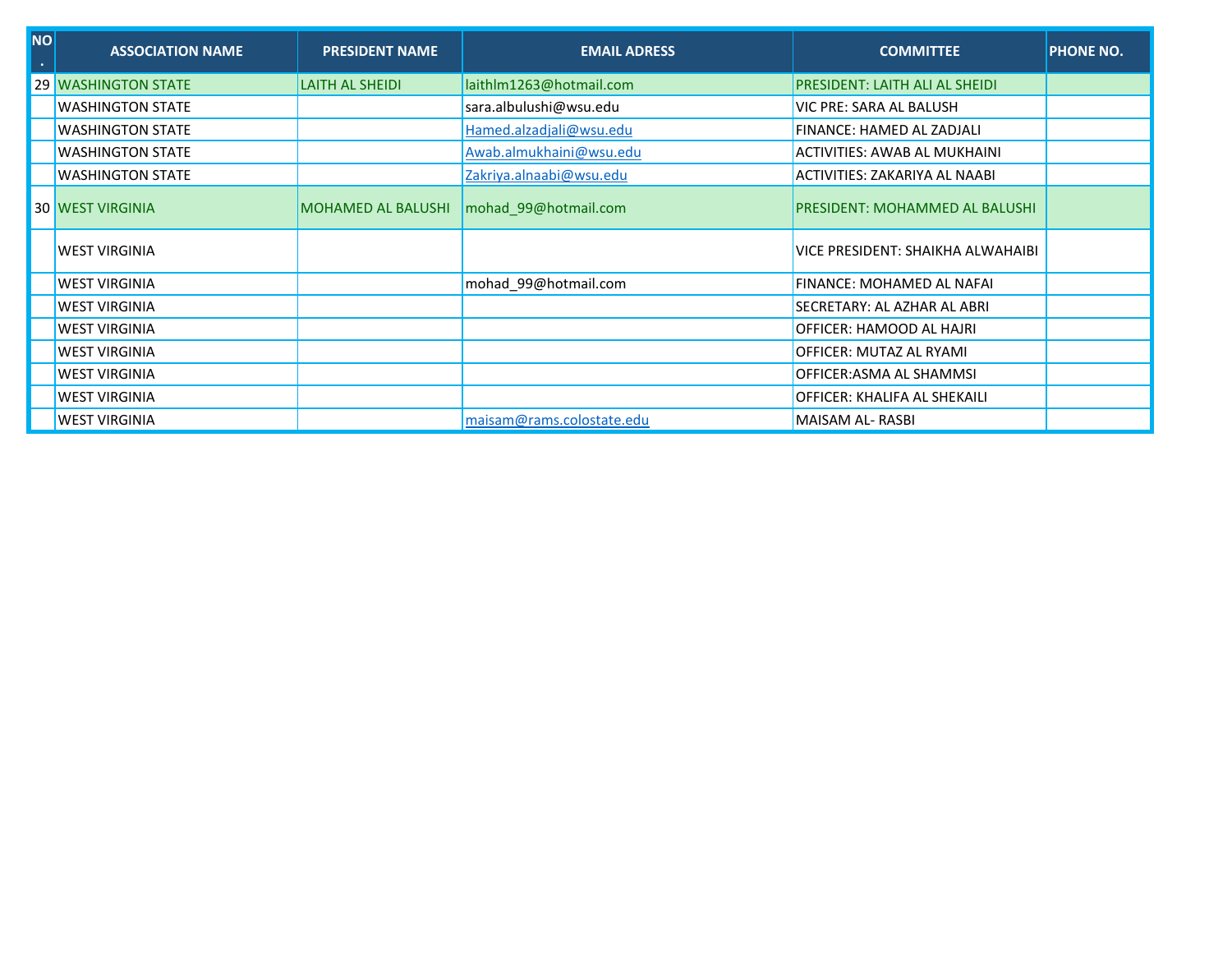| NO. | ASSOCIATION NAME | PRESIDENT NAME | EMAIL ADRESS | COMMITTEE | PHONE NO. |
|---|---|---|---|---|---|
| 29 | WASHINGTON STATE | LAITH AL SHEIDI | laithlm1263@hotmail.com | PRESIDENT: LAITH ALI AL SHEIDI | |
| | WASHINGTON STATE | | sara.albulushi@wsu.edu | VIC PRE: SARA AL BALUSH | |
| | WASHINGTON STATE | | Hamed.alzadjali@wsu.edu | FINANCE: HAMED AL ZADJALI | |
| | WASHINGTON STATE | | Awab.almukhaini@wsu.edu | ACTIVITIES: AWAB AL MUKHAINI | |
| | WASHINGTON STATE | | Zakriya.alnaabi@wsu.edu | ACTIVITIES: ZAKARIYA AL NAABI | |
| 30 | WEST VIRGINIA | MOHAMED AL BALUSHI | mohad_99@hotmail.com | PRESIDENT: MOHAMMED AL BALUSHI | |
| | WEST VIRGINIA | | | VICE PRESIDENT: SHAIKHA ALWAHAIBI | |
| | WEST VIRGINIA | | mohad_99@hotmail.com | FINANCE: MOHAMED AL NAFAI | |
| | WEST VIRGINIA | | | SECRETARY: AL AZHAR AL ABRI | |
| | WEST VIRGINIA | | | OFFICER: HAMOOD AL HAJRI | |
| | WEST VIRGINIA | | | OFFICER: MUTAZ AL RYAMI | |
| | WEST VIRGINIA | | | OFFICER:ASMA AL SHAMMSI | |
| | WEST VIRGINIA | | | OFFICER: KHALIFA AL SHEKAILI | |
| | WEST VIRGINIA | | maisam@rams.colostate.edu | MAISAM AL- RASBI | |